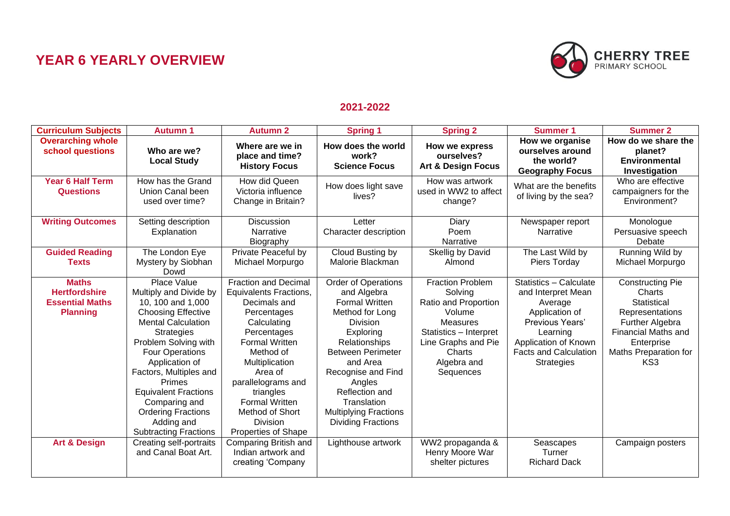# YEAR 6 YEARLY OVERVIEW

CHERRY TREE PRIMARY SCHOOL

## 2021-2022

| Curriculum Subjects | Autumn 1 | Autumn 2 | Spring 1 | Spring 2 | Summer 1 | Summer 2 |
|---|---|---|---|---|---|---|
| **Overarching whole school questions** | **Who are we? Local Study** | **Where are we in place and time? History Focus** | **How does the world work? Science Focus** | **How we express ourselves? Art & Design Focus** | **How we organise ourselves around the world? Geography Focus** | **How do we share the planet? Environmental Investigation** |
| **Year 6 Half Term Questions** | How has the Grand Union Canal been used over time? | How did Queen Victoria influence Change in Britain? | How does light save lives? | How was artwork used in WW2 to affect change? | What are the benefits of living by the sea? | Who are effective campaigners for the Environment? |
| **Writing Outcomes** | Setting description<br>Explanation | Discussion<br>Narrative<br>Biography | Letter<br>Character description | Diary<br>Poem<br>Narrative | Newspaper report<br>Narrative | Monologue<br>Persuasive speech<br>Debate |
| **Guided Reading Texts** | The London Eye Mystery by Siobhan Dowd | Private Peaceful by Michael Morpurgo | Cloud Busting by Malorie Blackman | Skellig by David Almond | The Last Wild by Piers Torday | Running Wild by Michael Morpurgo |
| **Maths Hertfordshire Essential Maths Planning** | Place Value<br>Multiply and Divide by 10, 100 and 1,000<br>Choosing Effective Mental Calculation Strategies<br>Problem Solving with Four Operations<br>Application of Factors, Multiples and Primes<br>Equivalent Fractions<br>Comparing and Ordering Fractions<br>Adding and Subtracting Fractions | Fraction and Decimal Equivalents Fractions, Decimals and Percentages<br>Calculating Percentages<br>Formal Written Method of Multiplication<br>Area of parallelograms and triangles<br>Formal Written Method of Short Division<br>Properties of Shape | Order of Operations and Algebra<br>Formal Written Method for Long Division<br>Exploring Relationships Between Perimeter and Area<br>Recognise and Find Angles<br>Reflection and Translation<br>Multiplying Fractions<br>Dividing Fractions | Fraction Problem Solving<br>Ratio and Proportion<br>Volume<br>Measures<br>Statistics – Interpret Line Graphs and Pie Charts<br>Algebra and Sequences | Statistics – Calculate and Interpret Mean Average<br>Application of Previous Years' Learning<br>Application of Known Facts and Calculation Strategies | Constructing Pie Charts<br>Statistical Representations<br>Further Algebra<br>Financial Maths and Enterprise<br>Maths Preparation for KS3 |
| **Art & Design** | Creating self-portraits and Canal Boat Art. | Comparing British and Indian artwork and creating 'Company | Lighthouse artwork | WW2 propaganda & Henry Moore War shelter pictures | Seascapes<br>Turner<br>Richard Dack | Campaign posters |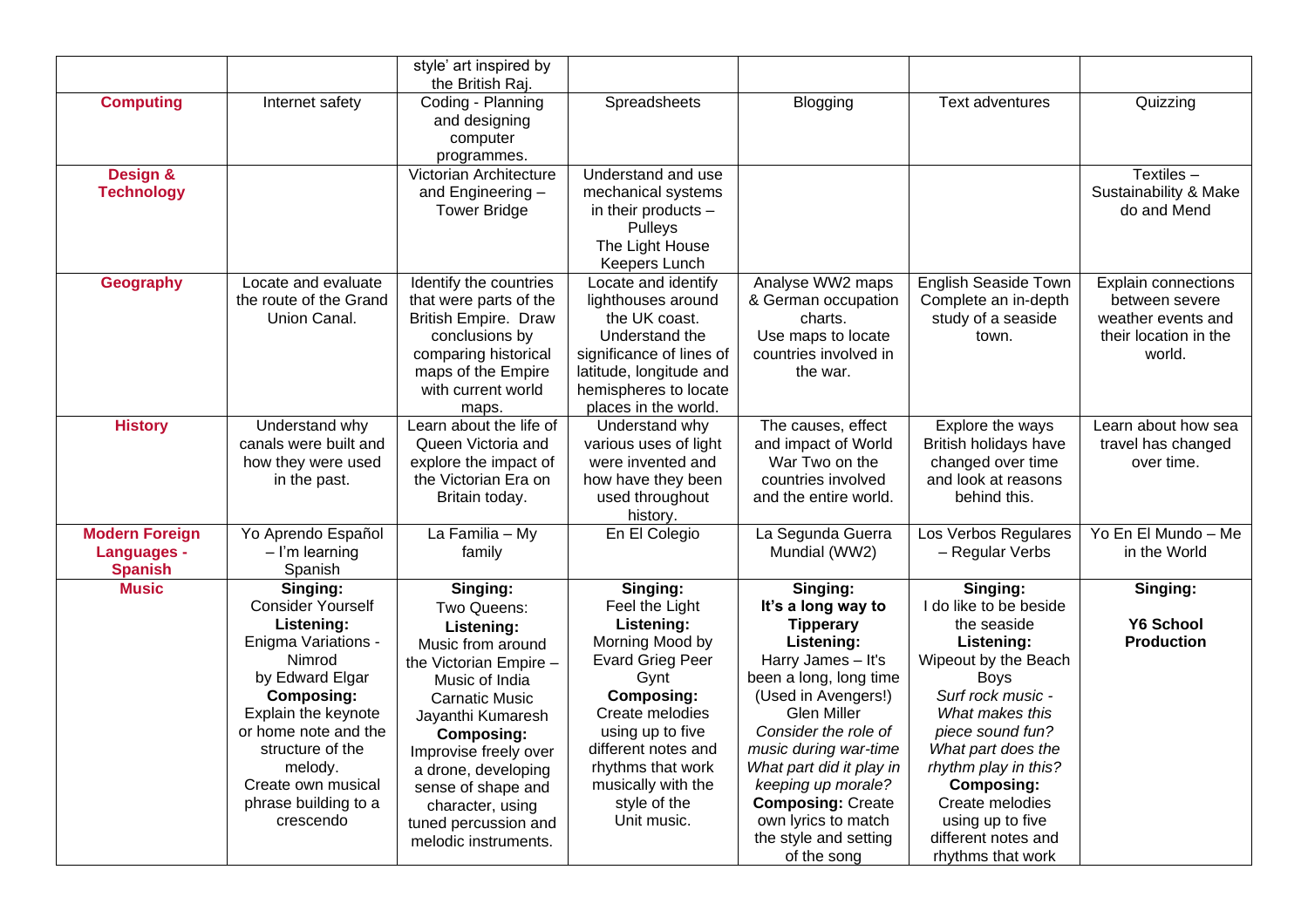| | | | | | | |
|---|---|---|---|---|---|---|
| | | style' art inspired by the British Raj. | | | | |
| **Computing** | Internet safety | Coding - Planning and designing computer programmes. | Spreadsheets | Blogging | Text adventures | Quizzing |
| **Design & Technology** | | Victorian Architecture and Engineering – Tower Bridge | Understand and use mechanical systems in their products – Pulleys The Light House Keepers Lunch | | | Textiles – Sustainability & Make do and Mend |
| **Geography** | Locate and evaluate the route of the Grand Union Canal. | Identify the countries that were parts of the British Empire. Draw conclusions by comparing historical maps of the Empire with current world maps. | Locate and identify lighthouses around the UK coast. Understand the significance of lines of latitude, longitude and hemispheres to locate places in the world. | Analyse WW2 maps & German occupation charts. Use maps to locate countries involved in the war. | English Seaside Town Complete an in-depth study of a seaside town. | Explain connections between severe weather events and their location in the world. |
| **History** | Understand why canals were built and how they were used in the past. | Learn about the life of Queen Victoria and explore the impact of the Victorian Era on Britain today. | Understand why various uses of light were invented and how have they been used throughout history. | The causes, effect and impact of World War Two on the countries involved and the entire world. | Explore the ways British holidays have changed over time and look at reasons behind this. | Learn about how sea travel has changed over time. |
| **Modern Foreign Languages - Spanish** | Yo Aprendo Español – I'm learning Spanish | La Familia – My family | En El Colegio | La Segunda Guerra Mundial (WW2) | Los Verbos Regulares – Regular Verbs | Yo En El Mundo – Me in the World |
| **Music** | **Singing:** Consider Yourself **Listening:** Enigma Variations - Nimrod by Edward Elgar **Composing:** Explain the keynote or home note and the structure of the melody. Create own musical phrase building to a crescendo | **Singing:** Two Queens: **Listening:** Music from around the Victorian Empire – Music of India Carnatic Music Jayanthi Kumaresh **Composing:** Improvise freely over a drone, developing sense of shape and character, using tuned percussion and melodic instruments. | **Singing:** Feel the Light **Listening:** Morning Mood by Evard Grieg Peer Gynt **Composing:** Create melodies using up to five different notes and rhythms that work musically with the style of the Unit music. | **Singing:** **It's a long way to Tipperary** **Listening:** Harry James – It's been a long, long time (Used in Avengers!) Glen Miller *Consider the role of music during war-time What part did it play in keeping up morale?* **Composing:** Create own lyrics to match the style and setting of the song | **Singing:** I do like to be beside the seaside **Listening:** Wipeout by the Beach Boys *Surf rock music - What makes this piece sound fun? What part does the rhythm play in this?* **Composing:** Create melodies using up to five different notes and rhythms that work | **Singing:** **Y6 School Production** |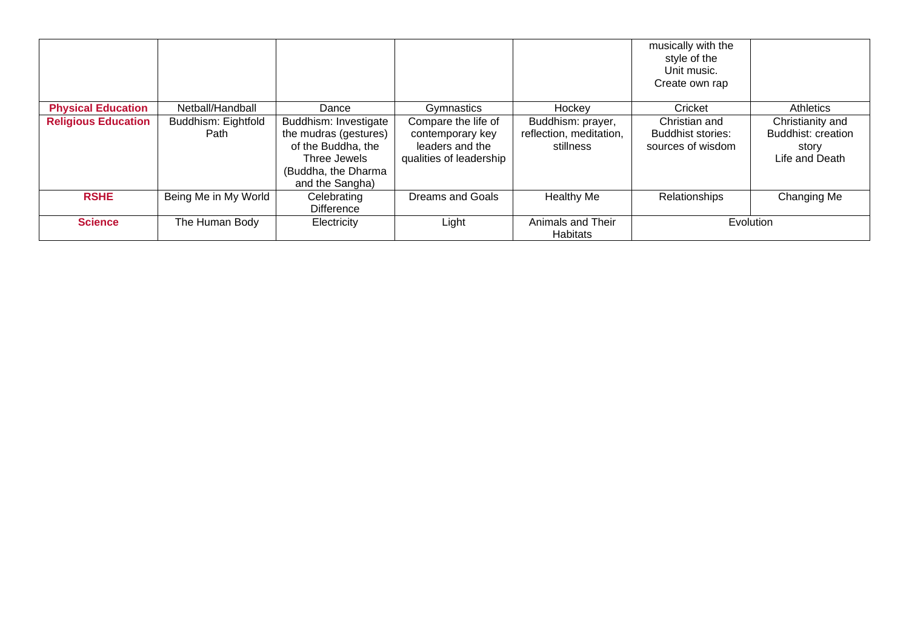| | | | | | | |
|---|---|---|---|---|---|---|
| | | | | | musically with the style of the Unit music. Create own rap | |
| **Physical Education** | Netball/Handball | Dance | Gymnastics | Hockey | Cricket | Athletics |
| **Religious Education** | Buddhism: Eightfold Path | Buddhism: Investigate the mudras (gestures) of the Buddha, the Three Jewels (Buddha, the Dharma and the Sangha) | Compare the life of contemporary key leaders and the qualities of leadership | Buddhism: prayer, reflection, meditation, stillness | Christian and Buddhist stories: sources of wisdom | Christianity and Buddhist: creation story Life and Death |
| **RSHE** | Being Me in My World | Celebrating Difference | Dreams and Goals | Healthy Me | Relationships | Changing Me |
| **Science** | The Human Body | Electricity | Light | Animals and Their Habitats | Evolution | |